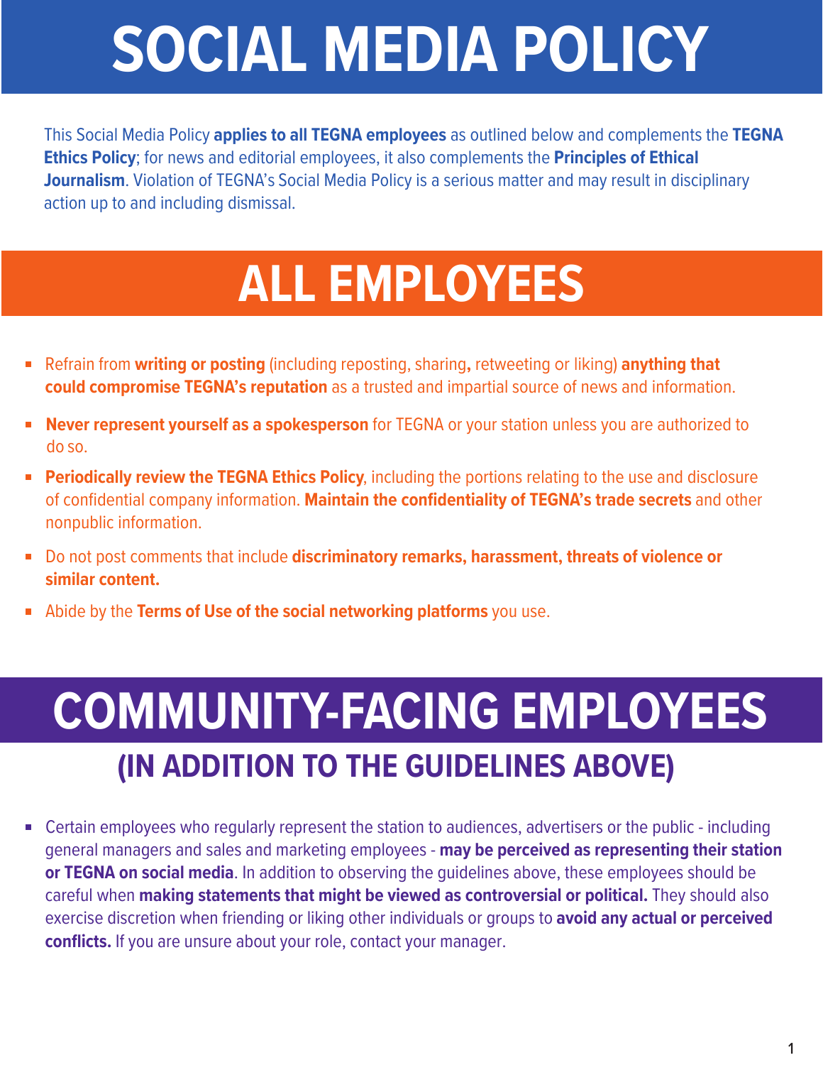# SOCIAL MEDIA POLICY

This Social Media Policy **applies to all TEGNA employees** as outlined below and complements the **TEGNA Ethics Policy**; for news and editorial employees, it also complements the **Principles of Ethical Journalism**. Violation of TEGNA's Social Media Policy is a serious matter and may result in disciplinary action up to and including dismissal.

## ALL EMPLOYEES

- Refrain from **writing or posting** (including reposting, sharing**,** retweeting or liking) **anything that could compromise TEGNA's reputation** as a trusted and impartial source of news and information.
- **Never represent yourself as a spokesperson** for TEGNA or your station unless you are authorized to do so.
- **Periodically review the TEGNA Ethics Policy**, including the portions relating to the use and disclosure of confidential company information. **Maintain the confidentiality of TEGNA's trade secrets** and other nonpublic information.
- Do not post comments that include **discriminatory remarks, harassment, threats of violence or similar content.**
- Abide by the **Terms of Use of the social networking platforms** you use.

## COMMUNITY-FACING EMPLOYEES

### (IN ADDITION TO THE GUIDELINES ABOVE)

- Certain employees who regularly represent the station to audiences, advertisers or the public - including general managers and sales and marketing employees - **may be perceived as representing their station or TEGNA on social media**. In addition to observing the guidelines above, these employees should be careful when **making statements that might be viewed as controversial or political.** They should also exercise discretion when friending or liking other individuals or groups to **avoid any actual or perceived conflicts.** If you are unsure about your role, contact your manager.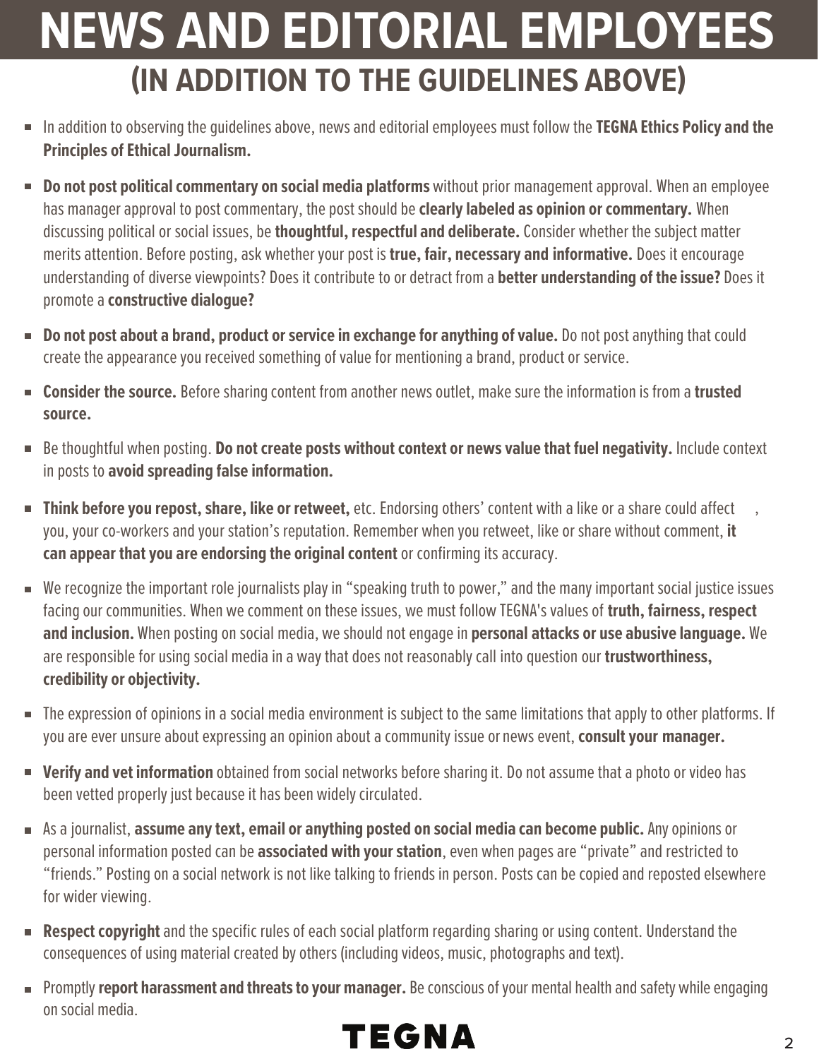# NEWS AND EDITORIAL EMPLOYEES

## (IN ADDITION TO THE GUIDELINES ABOVE)

- In addition to observing the guidelines above, news and editorial employees must follow the **TEGNA Ethics Policy and the Principles of Ethical Journalism.**
- **Do not post political commentary on social media platforms** without prior management approval. When an employee has manager approval to post commentary, the post should be **clearly labeled as opinion or commentary.** When discussing political or social issues, be **thoughtful, respectful and deliberate.** Consider whether the subject matter merits attention. Before posting, ask whether your post is **true, fair, necessary and informative.** Does it encourage understanding of diverse viewpoints? Does it contribute to or detract from a **better understanding of the issue?** Does it promote a **constructive dialogue?**
- **Do not post about a brand, product or service in exchange for anything of value.** Do not post anything that could create the appearance you received something of value for mentioning a brand, product or service.
- **Consider the source.** Before sharing content from another news outlet, make sure the information is from a **trusted source.**
- Be thoughtful when posting. **Do not create posts without context or news value that fuel negativity.** Include context in posts to **avoid spreading false information.**
- **Think before you repost, share, like or retweet,** etc. Endorsing others' content with a like or a share could affect , you, your co-workers and your station's reputation. Remember when you retweet, like or share without comment, **it can appear that you are endorsing the original content** or confirming its accuracy.
- We recognize the important role journalists play in "speaking truth to power," and the many important social justice issues facing our communities. When we comment on these issues, we must follow TEGNA's values of **truth, fairness, respect and inclusion.** When posting on social media, we should not engage in **personal attacks or use abusive language.** We are responsible for using social media in a way that does not reasonably call into question our **trustworthiness, credibility or objectivity.**
- The expression of opinions in a social media environment is subject to the same limitations that apply to other platforms. If you are ever unsure about expressing an opinion about a community issue or news event, **consult your manager.**
- **Verify and vet information** obtained from social networks before sharing it. Do not assume that a photo or video has been vetted properly just because it has been widely circulated.
- As a journalist, **assume any text, email or anything posted on social media can become public.** Any opinions or personal information posted can be **associated with your station**, even when pages are "private" and restricted to "friends." Posting on a social network is not like talking to friends in person. Posts can be copied and reposted elsewhere for wider viewing.
- **Respect copyright** and the specific rules of each social platform regarding sharing or using content. Understand the consequences of using material created by others (including videos, music, photographs and text).
- Promptly **report harassment and threats to your manager.** Be conscious of your mental health and safety while engaging on social media.

TEGNA